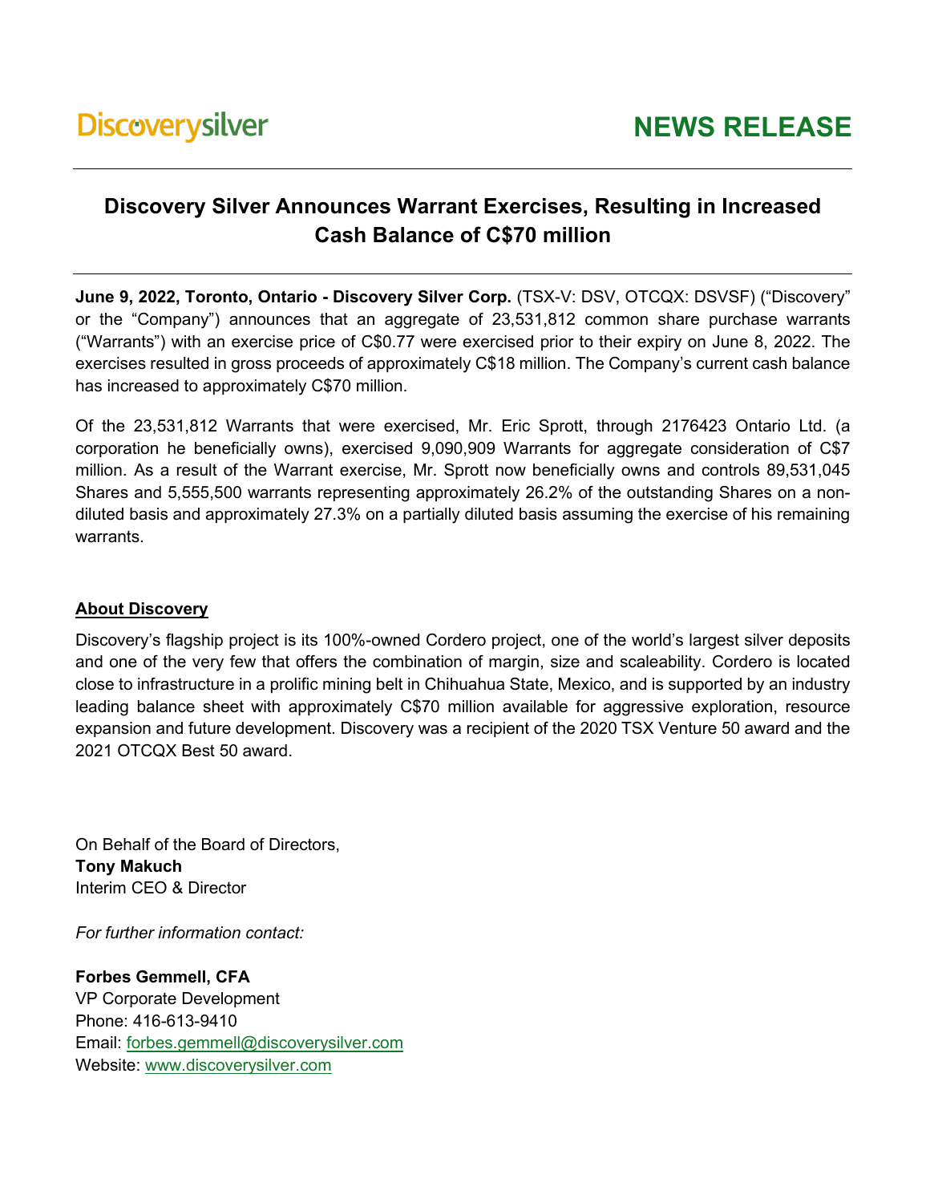Discoverysilver

# NEWS RELEASE

## Discovery Silver Announces Warrant Exercises, Resulting in Increased Cash Balance of C$70 million

**June 9, 2022, Toronto, Ontario - Discovery Silver Corp.** (TSX-V: DSV, OTCQX: DSVSF) ("Discovery" or the "Company") announces that an aggregate of 23,531,812 common share purchase warrants ("Warrants") with an exercise price of C$0.77 were exercised prior to their expiry on June 8, 2022. The exercises resulted in gross proceeds of approximately C$18 million. The Company's current cash balance has increased to approximately C$70 million.

Of the 23,531,812 Warrants that were exercised, Mr. Eric Sprott, through 2176423 Ontario Ltd. (a corporation he beneficially owns), exercised 9,090,909 Warrants for aggregate consideration of C$7 million. As a result of the Warrant exercise, Mr. Sprott now beneficially owns and controls 89,531,045 Shares and 5,555,500 warrants representing approximately 26.2% of the outstanding Shares on a non-diluted basis and approximately 27.3% on a partially diluted basis assuming the exercise of his remaining warrants.

### About Discovery

Discovery's flagship project is its 100%-owned Cordero project, one of the world's largest silver deposits and one of the very few that offers the combination of margin, size and scaleability. Cordero is located close to infrastructure in a prolific mining belt in Chihuahua State, Mexico, and is supported by an industry leading balance sheet with approximately C$70 million available for aggressive exploration, resource expansion and future development. Discovery was a recipient of the 2020 TSX Venture 50 award and the 2021 OTCQX Best 50 award.

On Behalf of the Board of Directors,
**Tony Makuch**
Interim CEO & Director

*For further information contact:*

**Forbes Gemmell, CFA**
VP Corporate Development
Phone: 416-613-9410
Email: forbes.gemmell@discoverysilver.com
Website: www.discoverysilver.com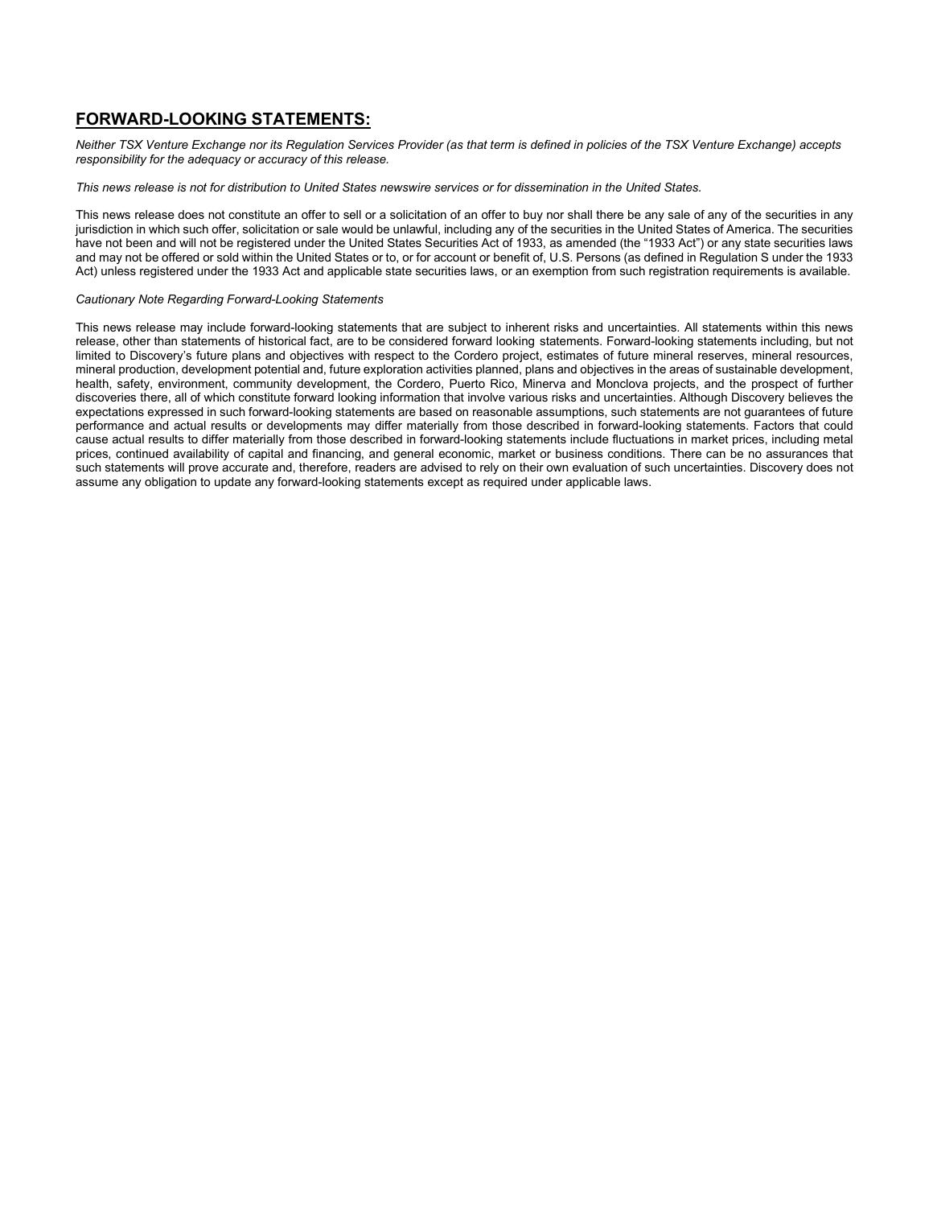## FORWARD-LOOKING STATEMENTS:

*Neither TSX Venture Exchange nor its Regulation Services Provider (as that term is defined in policies of the TSX Venture Exchange) accepts responsibility for the adequacy or accuracy of this release.*

*This news release is not for distribution to United States newswire services or for dissemination in the United States.*

This news release does not constitute an offer to sell or a solicitation of an offer to buy nor shall there be any sale of any of the securities in any jurisdiction in which such offer, solicitation or sale would be unlawful, including any of the securities in the United States of America. The securities have not been and will not be registered under the United States Securities Act of 1933, as amended (the "1933 Act") or any state securities laws and may not be offered or sold within the United States or to, or for account or benefit of, U.S. Persons (as defined in Regulation S under the 1933 Act) unless registered under the 1933 Act and applicable state securities laws, or an exemption from such registration requirements is available.

*Cautionary Note Regarding Forward-Looking Statements*

This news release may include forward-looking statements that are subject to inherent risks and uncertainties. All statements within this news release, other than statements of historical fact, are to be considered forward looking statements. Forward-looking statements including, but not limited to Discovery's future plans and objectives with respect to the Cordero project, estimates of future mineral reserves, mineral resources, mineral production, development potential and, future exploration activities planned, plans and objectives in the areas of sustainable development, health, safety, environment, community development, the Cordero, Puerto Rico, Minerva and Monclova projects, and the prospect of further discoveries there, all of which constitute forward looking information that involve various risks and uncertainties. Although Discovery believes the expectations expressed in such forward-looking statements are based on reasonable assumptions, such statements are not guarantees of future performance and actual results or developments may differ materially from those described in forward-looking statements. Factors that could cause actual results to differ materially from those described in forward-looking statements include fluctuations in market prices, including metal prices, continued availability of capital and financing, and general economic, market or business conditions. There can be no assurances that such statements will prove accurate and, therefore, readers are advised to rely on their own evaluation of such uncertainties. Discovery does not assume any obligation to update any forward-looking statements except as required under applicable laws.